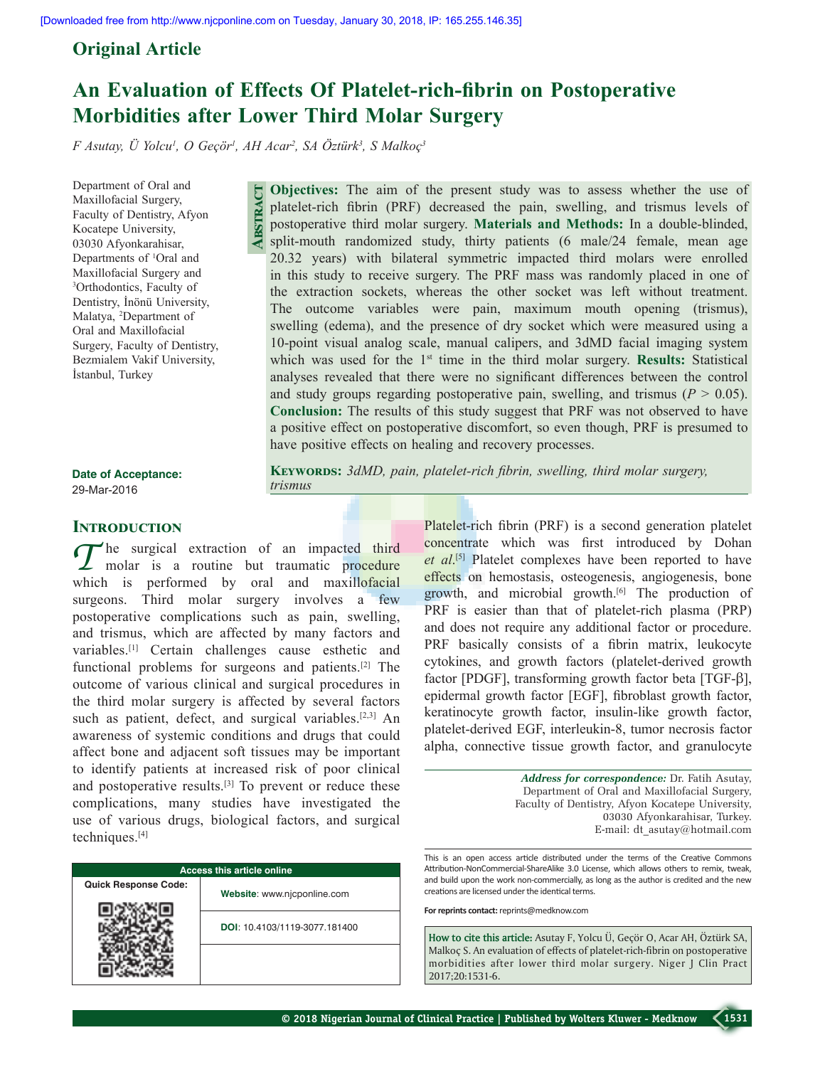Original Article

# An Evaluation of Effects Of Platelet-rich-fibrin on Postoperative Morbidities after Lower Third Molar Surgery

*F Asutay, Ü Yolcu[1], O Geçör[1], AH Acar[2], SA Öztürk[3], S Malkoç[3]*

Department of Oral and Maxillofacial Surgery, Faculty of Dentistry, Afyon Kocatepe University, 03030 Afyonkarahisar, Departments of [1]Oral and Maxillofacial Surgery and [3]Orthodontics, Faculty of Dentistry, İnönü University, Malatya, [2]Department of Oral and Maxillofacial Surgery, Faculty of Dentistry, Bezmialem Vakif University, İstanbul, Turkey

**Date of Acceptance:**
29-Mar-2016

## Abstract

**Objectives:** The aim of the present study was to assess whether the use of platelet-rich fibrin (PRF) decreased the pain, swelling, and trismus levels of postoperative third molar surgery. **Materials and Methods:** In a double-blinded, split-mouth randomized study, thirty patients (6 male/24 female, mean age 20.32 years) with bilateral symmetric impacted third molars were enrolled in this study to receive surgery. The PRF mass was randomly placed in one of the extraction sockets, whereas the other socket was left without treatment. The outcome variables were pain, maximum mouth opening (trismus), swelling (edema), and the presence of dry socket which were measured using a 10-point visual analog scale, manual calipers, and 3dMD facial imaging system which was used for the 1st time in the third molar surgery. **Results:** Statistical analyses revealed that there were no significant differences between the control and study groups regarding postoperative pain, swelling, and trismus ($P > 0.05$). **Conclusion:** The results of this study suggest that PRF was not observed to have a positive effect on postoperative discomfort, so even though, PRF is presumed to have positive effects on healing and recovery processes.

**Keywords:** *3dMD, pain, platelet-rich fibrin, swelling, third molar surgery, trismus*

## Introduction

The surgical extraction of an impacted third molar is a routine but traumatic procedure which is performed by oral and maxillofacial surgeons. Third molar surgery involves a few postoperative complications such as pain, swelling, and trismus, which are affected by many factors and variables.[1] Certain challenges cause esthetic and functional problems for surgeons and patients.[2] The outcome of various clinical and surgical procedures in the third molar surgery is affected by several factors such as patient, defect, and surgical variables.[2,3] An awareness of systemic conditions and drugs that could affect bone and adjacent soft tissues may be important to identify patients at increased risk of poor clinical and postoperative results.[3] To prevent or reduce these complications, many studies have investigated the use of various drugs, biological factors, and surgical techniques.[4]

Platelet-rich fibrin (PRF) is a second generation platelet concentrate which was first introduced by Dohan *et al*.[5] Platelet complexes have been reported to have effects on hemostasis, osteogenesis, angiogenesis, bone growth, and microbial growth.[6] The production of PRF is easier than that of platelet-rich plasma (PRP) and does not require any additional factor or procedure. PRF basically consists of a fibrin matrix, leukocyte cytokines, and growth factors (platelet-derived growth factor [PDGF], transforming growth factor beta [TGF-β], epidermal growth factor [EGF], fibroblast growth factor, keratinocyte growth factor, insulin-like growth factor, platelet-derived EGF, interleukin-8, tumor necrosis factor alpha, connective tissue growth factor, and granulocyte

*Address for correspondence:* Dr. Fatih Asutay, Department of Oral and Maxillofacial Surgery, Faculty of Dentistry, Afyon Kocatepe University, 03030 Afyonkarahisar, Turkey. E-mail: dt_asutay@hotmail.com

| Access this article online | |
|---|---|
| Quick Response Code: | **Website**: www.njcponline.com |
| | **DOI**: 10.4103/1119-3077.181400 |

This is an open access article distributed under the terms of the Creative Commons Attribution-NonCommercial-ShareAlike 3.0 License, which allows others to remix, tweak, and build upon the work non-commercially, as long as the author is credited and the new creations are licensed under the identical terms.

**For reprints contact:** reprints@medknow.com

**How to cite this article:** Asutay F, Yolcu Ü, Geçör O, Acar AH, Öztürk SA, Malkoç S. An evaluation of effects of platelet-rich-fibrin on postoperative morbidities after lower third molar surgery. Niger J Clin Pract 2017;20:1531-6.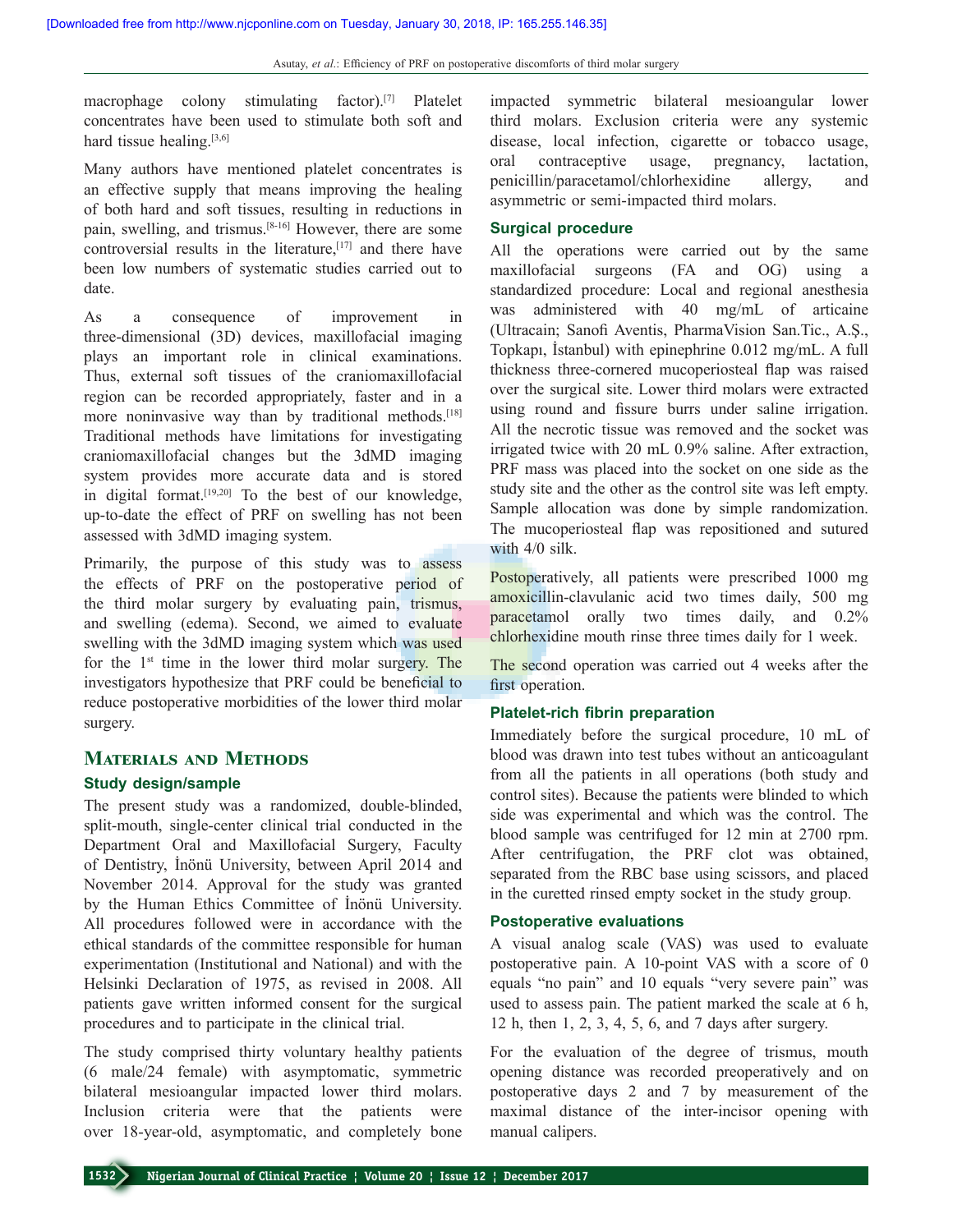macrophage colony stimulating factor).[7] Platelet concentrates have been used to stimulate both soft and hard tissue healing.[3,6]

Many authors have mentioned platelet concentrates is an effective supply that means improving the healing of both hard and soft tissues, resulting in reductions in pain, swelling, and trismus.[8-16] However, there are some controversial results in the literature,[17] and there have been low numbers of systematic studies carried out to date.

As a consequence of improvement in three-dimensional (3D) devices, maxillofacial imaging plays an important role in clinical examinations. Thus, external soft tissues of the craniomaxillofacial region can be recorded appropriately, faster and in a more noninvasive way than by traditional methods.[18] Traditional methods have limitations for investigating craniomaxillofacial changes but the 3dMD imaging system provides more accurate data and is stored in digital format.[19,20] To the best of our knowledge, up-to-date the effect of PRF on swelling has not been assessed with 3dMD imaging system.

Primarily, the purpose of this study was to assess the effects of PRF on the postoperative period of the third molar surgery by evaluating pain, trismus, and swelling (edema). Second, we aimed to evaluate swelling with the 3dMD imaging system which was used for the 1st time in the lower third molar surgery. The investigators hypothesize that PRF could be beneficial to reduce postoperative morbidities of the lower third molar surgery.

## Materials and Methods

### Study design/sample

The present study was a randomized, double-blinded, split-mouth, single-center clinical trial conducted in the Department Oral and Maxillofacial Surgery, Faculty of Dentistry, İnönü University, between April 2014 and November 2014. Approval for the study was granted by the Human Ethics Committee of İnönü University. All procedures followed were in accordance with the ethical standards of the committee responsible for human experimentation (Institutional and National) and with the Helsinki Declaration of 1975, as revised in 2008. All patients gave written informed consent for the surgical procedures and to participate in the clinical trial.

The study comprised thirty voluntary healthy patients (6 male/24 female) with asymptomatic, symmetric bilateral mesioangular impacted lower third molars. Inclusion criteria were that the patients were over 18-year-old, asymptomatic, and completely bone impacted symmetric bilateral mesioangular lower third molars. Exclusion criteria were any systemic disease, local infection, cigarette or tobacco usage, oral contraceptive usage, pregnancy, lactation, penicillin/paracetamol/chlorhexidine allergy, and asymmetric or semi-impacted third molars.

### Surgical procedure

All the operations were carried out by the same maxillofacial surgeons (FA and OG) using a standardized procedure: Local and regional anesthesia was administered with 40 mg/mL of articaine (Ultracain; Sanofi Aventis, PharmaVision San.Tic., A.Ş., Topkapı, İstanbul) with epinephrine 0.012 mg/mL. A full thickness three-cornered mucoperiosteal flap was raised over the surgical site. Lower third molars were extracted using round and fissure burrs under saline irrigation. All the necrotic tissue was removed and the socket was irrigated twice with 20 mL 0.9% saline. After extraction, PRF mass was placed into the socket on one side as the study site and the other as the control site was left empty. Sample allocation was done by simple randomization. The mucoperiosteal flap was repositioned and sutured with 4/0 silk.

Postoperatively, all patients were prescribed 1000 mg amoxicillin-clavulanic acid two times daily, 500 mg paracetamol orally two times daily, and 0.2% chlorhexidine mouth rinse three times daily for 1 week.

The second operation was carried out 4 weeks after the first operation.

### Platelet-rich fibrin preparation

Immediately before the surgical procedure, 10 mL of blood was drawn into test tubes without an anticoagulant from all the patients in all operations (both study and control sites). Because the patients were blinded to which side was experimental and which was the control. The blood sample was centrifuged for 12 min at 2700 rpm. After centrifugation, the PRF clot was obtained, separated from the RBC base using scissors, and placed in the curetted rinsed empty socket in the study group.

### Postoperative evaluations

A visual analog scale (VAS) was used to evaluate postoperative pain. A 10-point VAS with a score of 0 equals "no pain" and 10 equals "very severe pain" was used to assess pain. The patient marked the scale at 6 h, 12 h, then 1, 2, 3, 4, 5, 6, and 7 days after surgery.

For the evaluation of the degree of trismus, mouth opening distance was recorded preoperatively and on postoperative days 2 and 7 by measurement of the maximal distance of the inter-incisor opening with manual calipers.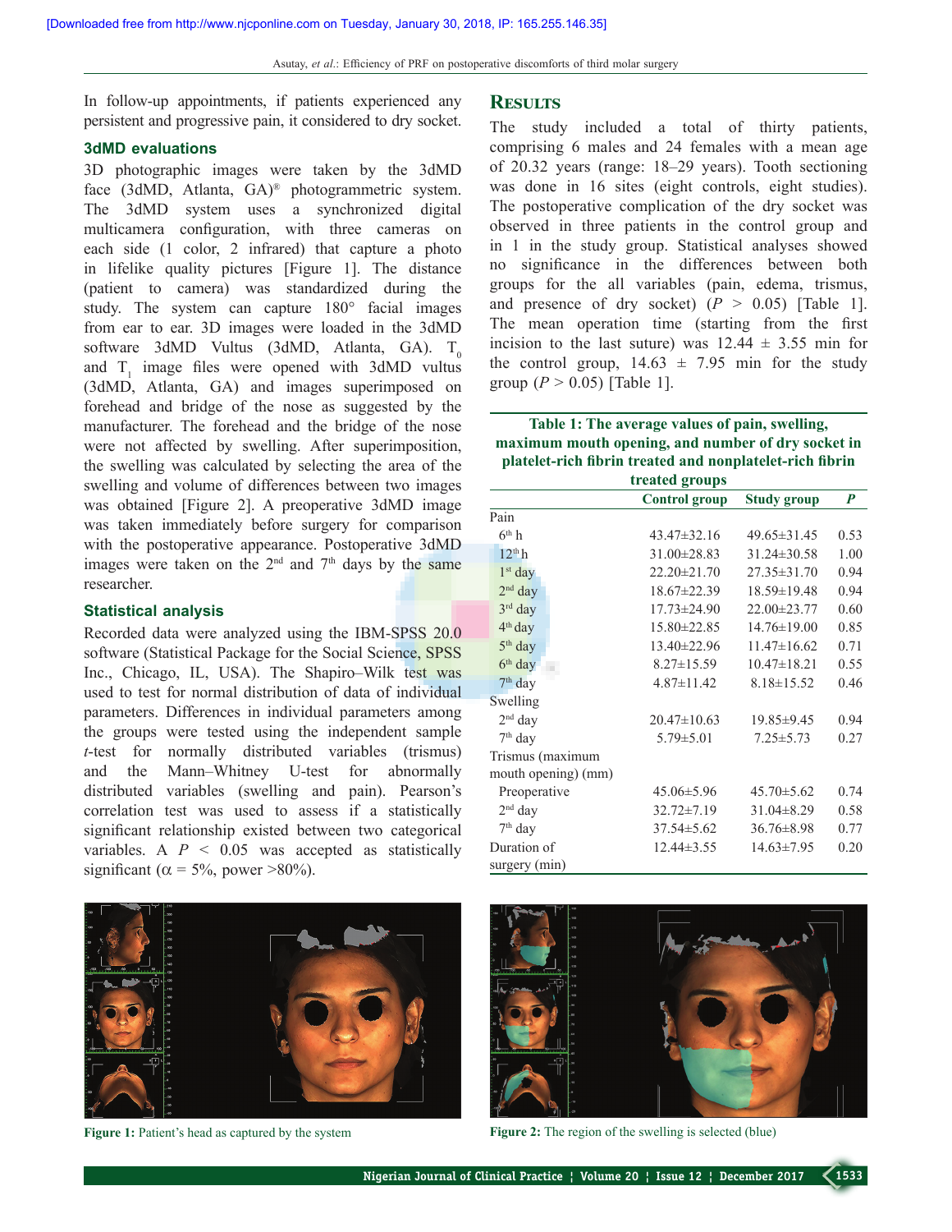In follow-up appointments, if patients experienced any persistent and progressive pain, it considered to dry socket.

### 3dMD evaluations

3D photographic images were taken by the 3dMD face (3dMD, Atlanta, GA)® photogrammetric system. The 3dMD system uses a synchronized digital multicamera configuration, with three cameras on each side (1 color, 2 infrared) that capture a photo in lifelike quality pictures [Figure 1]. The distance (patient to camera) was standardized during the study. The system can capture 180° facial images from ear to ear. 3D images were loaded in the 3dMD software 3dMD Vultus (3dMD, Atlanta, GA). $T_0$ and $T_1$ image files were opened with 3dMD vultus (3dMD, Atlanta, GA) and images superimposed on forehead and bridge of the nose as suggested by the manufacturer. The forehead and the bridge of the nose were not affected by swelling. After superimposition, the swelling was calculated by selecting the area of the swelling and volume of differences between two images was obtained [Figure 2]. A preoperative 3dMD image was taken immediately before surgery for comparison with the postoperative appearance. Postoperative 3dMD images were taken on the 2nd and 7th days by the same researcher.

### Statistical analysis

Recorded data were analyzed using the IBM-SPSS 20.0 software (Statistical Package for the Social Science, SPSS Inc., Chicago, IL, USA). The Shapiro–Wilk test was used to test for normal distribution of data of individual parameters. Differences in individual parameters among the groups were tested using the independent sample *t*-test for normally distributed variables (trismus) and the Mann–Whitney U-test for abnormally distributed variables (swelling and pain). Pearson's correlation test was used to assess if a statistically significant relationship existed between two categorical variables. A $P < 0.05$ was accepted as statistically significant ($\alpha$ = 5%, power >80%).

## Results

The study included a total of thirty patients, comprising 6 males and 24 females with a mean age of 20.32 years (range: 18–29 years). Tooth sectioning was done in 16 sites (eight controls, eight studies). The postoperative complication of the dry socket was observed in three patients in the control group and in 1 in the study group. Statistical analyses showed no significance in the differences between both groups for the all variables (pain, edema, trismus, and presence of dry socket) ($P > 0.05$) [Table 1]. The mean operation time (starting from the first incision to the last suture) was 12.44 ± 3.55 min for the control group, 14.63 ± 7.95 min for the study group ($P > 0.05$) [Table 1].

**Table 1: The average values of pain, swelling, maximum mouth opening, and number of dry socket in platelet-rich fibrin treated and nonplatelet-rich fibrin treated groups**

| | Control group | Study group | *P* |
|---|---|---|---|
| Pain | | | |
| 6th h | 43.47±32.16 | 49.65±31.45 | 0.53 |
| 12th h | 31.00±28.83 | 31.24±30.58 | 1.00 |
| 1st day | 22.20±21.70 | 27.35±31.70 | 0.94 |
| 2nd day | 18.67±22.39 | 18.59±19.48 | 0.94 |
| 3rd day | 17.73±24.90 | 22.00±23.77 | 0.60 |
| 4th day | 15.80±22.85 | 14.76±19.00 | 0.85 |
| 5th day | 13.40±22.96 | 11.47±16.62 | 0.71 |
| 6th day | 8.27±15.59 | 10.47±18.21 | 0.55 |
| 7th day | 4.87±11.42 | 8.18±15.52 | 0.46 |
| Swelling | | | |
| 2nd day | 20.47±10.63 | 19.85±9.45 | 0.94 |
| 7th day | 5.79±5.01 | 7.25±5.73 | 0.27 |
| Trismus (maximum mouth opening) (mm) | | | |
| Preoperative | 45.06±5.96 | 45.70±5.62 | 0.74 |
| 2nd day | 32.72±7.19 | 31.04±8.29 | 0.58 |
| 7th day | 37.54±5.62 | 36.76±8.98 | 0.77 |
| Duration of surgery (min) | 12.44±3.55 | 14.63±7.95 | 0.20 |

**Figure 1:** Patient's head as captured by the system

**Figure 2:** The region of the swelling is selected (blue)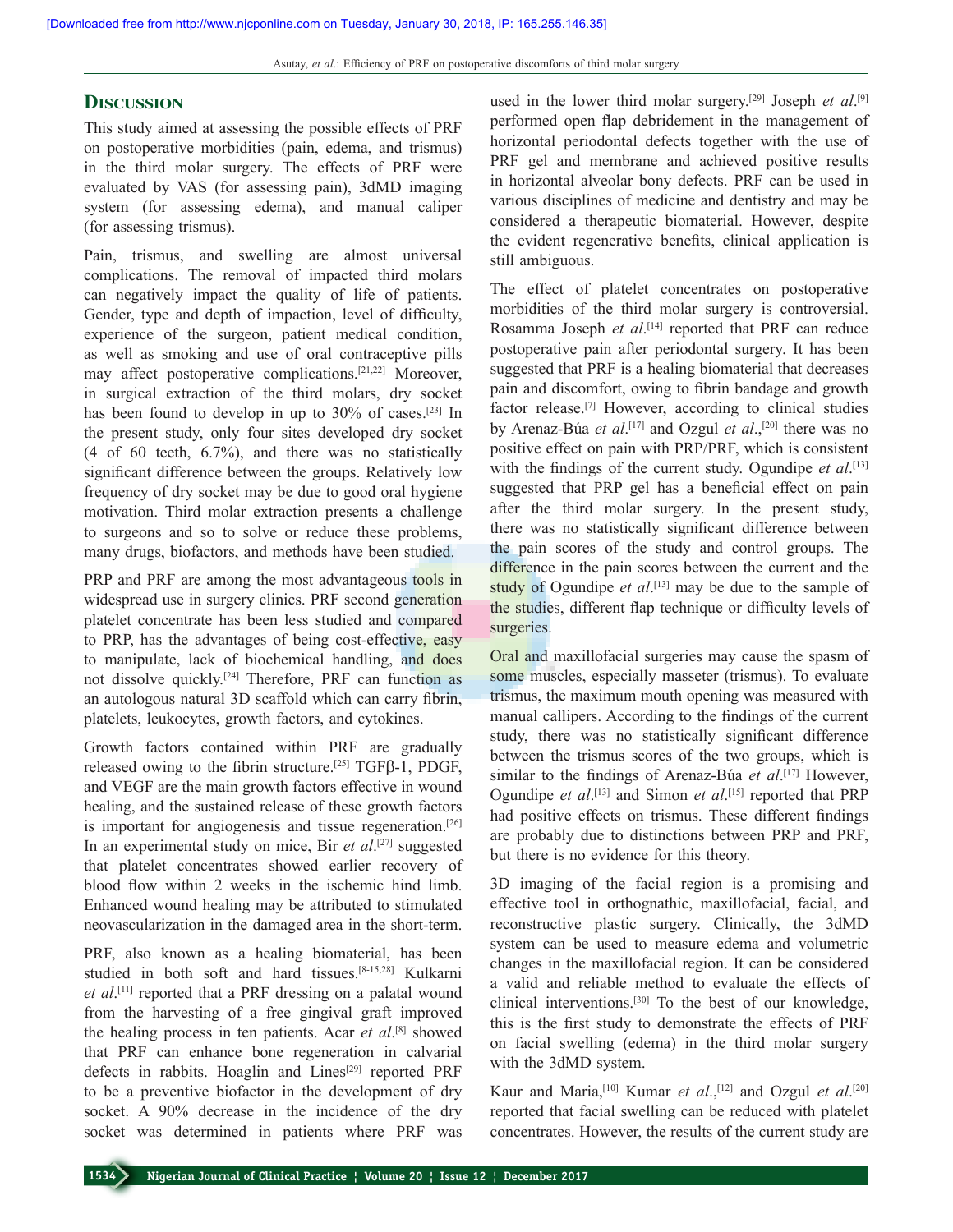## Discussion

This study aimed at assessing the possible effects of PRF on postoperative morbidities (pain, edema, and trismus) in the third molar surgery. The effects of PRF were evaluated by VAS (for assessing pain), 3dMD imaging system (for assessing edema), and manual caliper (for assessing trismus).

Pain, trismus, and swelling are almost universal complications. The removal of impacted third molars can negatively impact the quality of life of patients. Gender, type and depth of impaction, level of difficulty, experience of the surgeon, patient medical condition, as well as smoking and use of oral contraceptive pills may affect postoperative complications.[21,22] Moreover, in surgical extraction of the third molars, dry socket has been found to develop in up to 30% of cases.[23] In the present study, only four sites developed dry socket (4 of 60 teeth, 6.7%), and there was no statistically significant difference between the groups. Relatively low frequency of dry socket may be due to good oral hygiene motivation. Third molar extraction presents a challenge to surgeons and so to solve or reduce these problems, many drugs, biofactors, and methods have been studied.

PRP and PRF are among the most advantageous tools in widespread use in surgery clinics. PRF second generation platelet concentrate has been less studied and compared to PRP, has the advantages of being cost-effective, easy to manipulate, lack of biochemical handling, and does not dissolve quickly.[24] Therefore, PRF can function as an autologous natural 3D scaffold which can carry fibrin, platelets, leukocytes, growth factors, and cytokines.

Growth factors contained within PRF are gradually released owing to the fibrin structure.[25] TGFβ-1, PDGF, and VEGF are the main growth factors effective in wound healing, and the sustained release of these growth factors is important for angiogenesis and tissue regeneration.[26] In an experimental study on mice, Bir *et al*.[27] suggested that platelet concentrates showed earlier recovery of blood flow within 2 weeks in the ischemic hind limb. Enhanced wound healing may be attributed to stimulated neovascularization in the damaged area in the short-term.

PRF, also known as a healing biomaterial, has been studied in both soft and hard tissues.[8-15,28] Kulkarni *et al*.[11] reported that a PRF dressing on a palatal wound from the harvesting of a free gingival graft improved the healing process in ten patients. Acar *et al*.[8] showed that PRF can enhance bone regeneration in calvarial defects in rabbits. Hoaglin and Lines[29] reported PRF to be a preventive biofactor in the development of dry socket. A 90% decrease in the incidence of the dry socket was determined in patients where PRF was used in the lower third molar surgery.[29] Joseph *et al*.[9] performed open flap debridement in the management of horizontal periodontal defects together with the use of PRF gel and membrane and achieved positive results in horizontal alveolar bony defects. PRF can be used in various disciplines of medicine and dentistry and may be considered a therapeutic biomaterial. However, despite the evident regenerative benefits, clinical application is still ambiguous.

The effect of platelet concentrates on postoperative morbidities of the third molar surgery is controversial. Rosamma Joseph *et al*.[14] reported that PRF can reduce postoperative pain after periodontal surgery. It has been suggested that PRF is a healing biomaterial that decreases pain and discomfort, owing to fibrin bandage and growth factor release.[7] However, according to clinical studies by Arenaz-Búa *et al*.[17] and Ozgul *et al*.,[20] there was no positive effect on pain with PRP/PRF, which is consistent with the findings of the current study. Ogundipe *et al*.[13] suggested that PRP gel has a beneficial effect on pain after the third molar surgery. In the present study, there was no statistically significant difference between the pain scores of the study and control groups. The difference in the pain scores between the current and the study of Ogundipe *et al*.[13] may be due to the sample of the studies, different flap technique or difficulty levels of surgeries.

Oral and maxillofacial surgeries may cause the spasm of some muscles, especially masseter (trismus). To evaluate trismus, the maximum mouth opening was measured with manual callipers. According to the findings of the current study, there was no statistically significant difference between the trismus scores of the two groups, which is similar to the findings of Arenaz-Búa *et al*.[17] However, Ogundipe *et al*.[13] and Simon *et al*.[15] reported that PRP had positive effects on trismus. These different findings are probably due to distinctions between PRP and PRF, but there is no evidence for this theory.

3D imaging of the facial region is a promising and effective tool in orthognathic, maxillofacial, facial, and reconstructive plastic surgery. Clinically, the 3dMD system can be used to measure edema and volumetric changes in the maxillofacial region. It can be considered a valid and reliable method to evaluate the effects of clinical interventions.[30] To the best of our knowledge, this is the first study to demonstrate the effects of PRF on facial swelling (edema) in the third molar surgery with the 3dMD system.

Kaur and Maria,[10] Kumar *et al*.,[12] and Ozgul *et al*.[20] reported that facial swelling can be reduced with platelet concentrates. However, the results of the current study are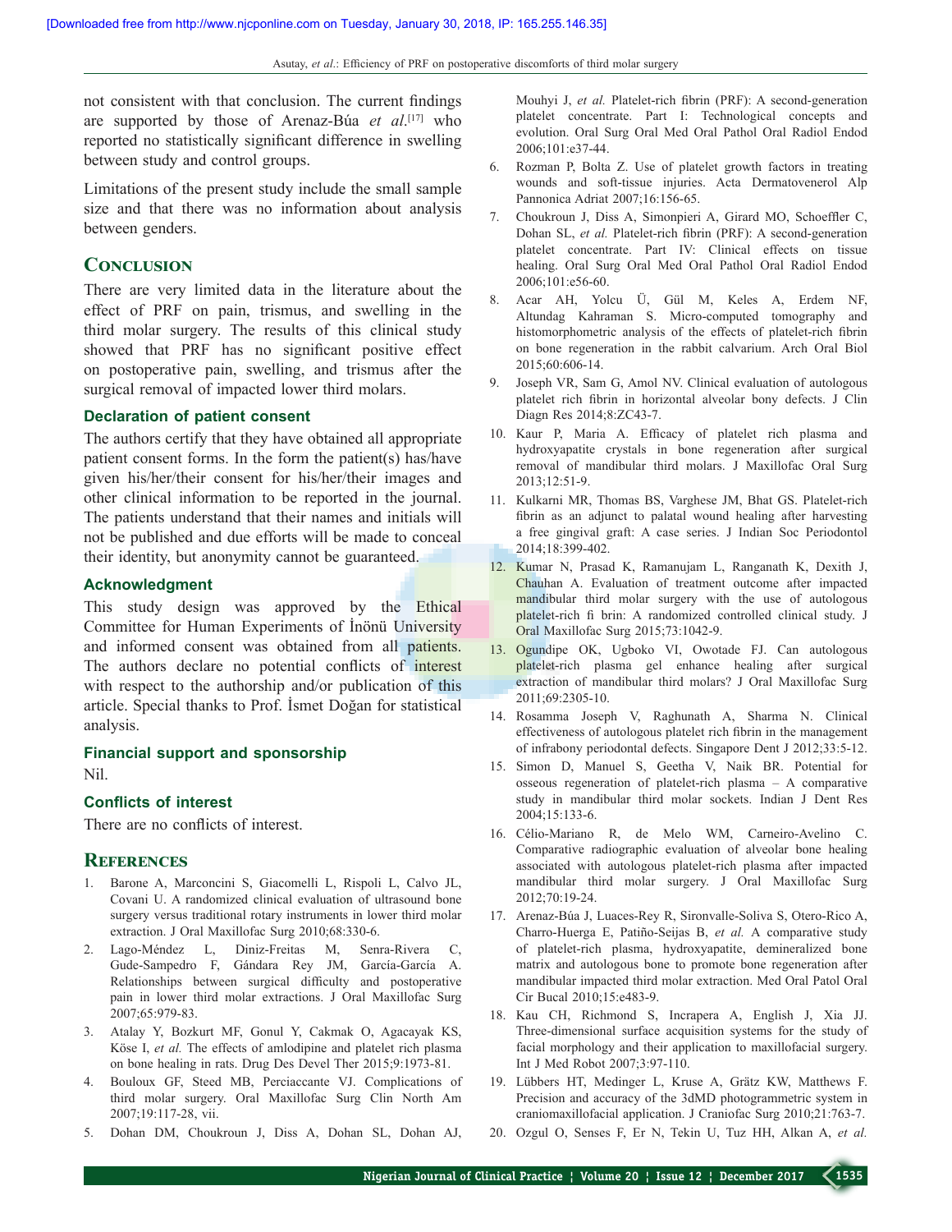not consistent with that conclusion. The current findings are supported by those of Arenaz-Búa *et al*.[17] who reported no statistically significant difference in swelling between study and control groups.

Limitations of the present study include the small sample size and that there was no information about analysis between genders.

## Conclusion

There are very limited data in the literature about the effect of PRF on pain, trismus, and swelling in the third molar surgery. The results of this clinical study showed that PRF has no significant positive effect on postoperative pain, swelling, and trismus after the surgical removal of impacted lower third molars.

### Declaration of patient consent

The authors certify that they have obtained all appropriate patient consent forms. In the form the patient(s) has/have given his/her/their consent for his/her/their images and other clinical information to be reported in the journal. The patients understand that their names and initials will not be published and due efforts will be made to conceal their identity, but anonymity cannot be guaranteed.

### Acknowledgment

This study design was approved by the Ethical Committee for Human Experiments of İnönü University and informed consent was obtained from all patients. The authors declare no potential conflicts of interest with respect to the authorship and/or publication of this article. Special thanks to Prof. İsmet Doğan for statistical analysis.

### Financial support and sponsorship

Nil.

### Conflicts of interest

There are no conflicts of interest.

## References

1. Barone A, Marconcini S, Giacomelli L, Rispoli L, Calvo JL, Covani U. A randomized clinical evaluation of ultrasound bone surgery versus traditional rotary instruments in lower third molar extraction. J Oral Maxillofac Surg 2010;68:330-6.
2. Lago-Méndez L, Diniz-Freitas M, Senra-Rivera C, Gude-Sampedro F, Gándara Rey JM, García-García A. Relationships between surgical difficulty and postoperative pain in lower third molar extractions. J Oral Maxillofac Surg 2007;65:979-83.
3. Atalay Y, Bozkurt MF, Gonul Y, Cakmak O, Agacayak KS, Köse I, *et al.* The effects of amlodipine and platelet rich plasma on bone healing in rats. Drug Des Devel Ther 2015;9:1973-81.
4. Bouloux GF, Steed MB, Perciaccante VJ. Complications of third molar surgery. Oral Maxillofac Surg Clin North Am 2007;19:117-28, vii.
5. Dohan DM, Choukroun J, Diss A, Dohan SL, Dohan AJ, Mouhyi J, *et al.* Platelet-rich fibrin (PRF): A second-generation platelet concentrate. Part I: Technological concepts and evolution. Oral Surg Oral Med Oral Pathol Oral Radiol Endod 2006;101:e37-44.
6. Rozman P, Bolta Z. Use of platelet growth factors in treating wounds and soft-tissue injuries. Acta Dermatovenerol Alp Pannonica Adriat 2007;16:156-65.
7. Choukroun J, Diss A, Simonpieri A, Girard MO, Schoeffler C, Dohan SL, *et al.* Platelet-rich fibrin (PRF): A second-generation platelet concentrate. Part IV: Clinical effects on tissue healing. Oral Surg Oral Med Oral Pathol Oral Radiol Endod 2006;101:e56-60.
8. Acar AH, Yolcu Ü, Gül M, Keles A, Erdem NF, Altundag Kahraman S. Micro-computed tomography and histomorphometric analysis of the effects of platelet-rich fibrin on bone regeneration in the rabbit calvarium. Arch Oral Biol 2015;60:606-14.
9. Joseph VR, Sam G, Amol NV. Clinical evaluation of autologous platelet rich fibrin in horizontal alveolar bony defects. J Clin Diagn Res 2014;8:ZC43-7.
10. Kaur P, Maria A. Efficacy of platelet rich plasma and hydroxyapatite crystals in bone regeneration after surgical removal of mandibular third molars. J Maxillofac Oral Surg 2013;12:51-9.
11. Kulkarni MR, Thomas BS, Varghese JM, Bhat GS. Platelet-rich fibrin as an adjunct to palatal wound healing after harvesting a free gingival graft: A case series. J Indian Soc Periodontol 2014;18:399-402.
12. Kumar N, Prasad K, Ramanujam L, Ranganath K, Dexith J, Chauhan A. Evaluation of treatment outcome after impacted mandibular third molar surgery with the use of autologous platelet-rich fi brin: A randomized controlled clinical study. J Oral Maxillofac Surg 2015;73:1042-9.
13. Ogundipe OK, Ugboko VI, Owotade FJ. Can autologous platelet-rich plasma gel enhance healing after surgical extraction of mandibular third molars? J Oral Maxillofac Surg 2011;69:2305-10.
14. Rosamma Joseph V, Raghunath A, Sharma N. Clinical effectiveness of autologous platelet rich fibrin in the management of infrabony periodontal defects. Singapore Dent J 2012;33:5-12.
15. Simon D, Manuel S, Geetha V, Naik BR. Potential for osseous regeneration of platelet-rich plasma – A comparative study in mandibular third molar sockets. Indian J Dent Res 2004;15:133-6.
16. Célio-Mariano R, de Melo WM, Carneiro-Avelino C. Comparative radiographic evaluation of alveolar bone healing associated with autologous platelet-rich plasma after impacted mandibular third molar surgery. J Oral Maxillofac Surg 2012;70:19-24.
17. Arenaz-Búa J, Luaces-Rey R, Sironvalle-Soliva S, Otero-Rico A, Charro-Huerga E, Patiño-Seijas B, *et al.* A comparative study of platelet-rich plasma, hydroxyapatite, demineralized bone matrix and autologous bone to promote bone regeneration after mandibular impacted third molar extraction. Med Oral Patol Oral Cir Bucal 2010;15:e483-9.
18. Kau CH, Richmond S, Incrapera A, English J, Xia JJ. Three-dimensional surface acquisition systems for the study of facial morphology and their application to maxillofacial surgery. Int J Med Robot 2007;3:97-110.
19. Lübbers HT, Medinger L, Kruse A, Grätz KW, Matthews F. Precision and accuracy of the 3dMD photogrammetric system in craniomaxillofacial application. J Craniofac Surg 2010;21:763-7.
20. Ozgul O, Senses F, Er N, Tekin U, Tuz HH, Alkan A, *et al.*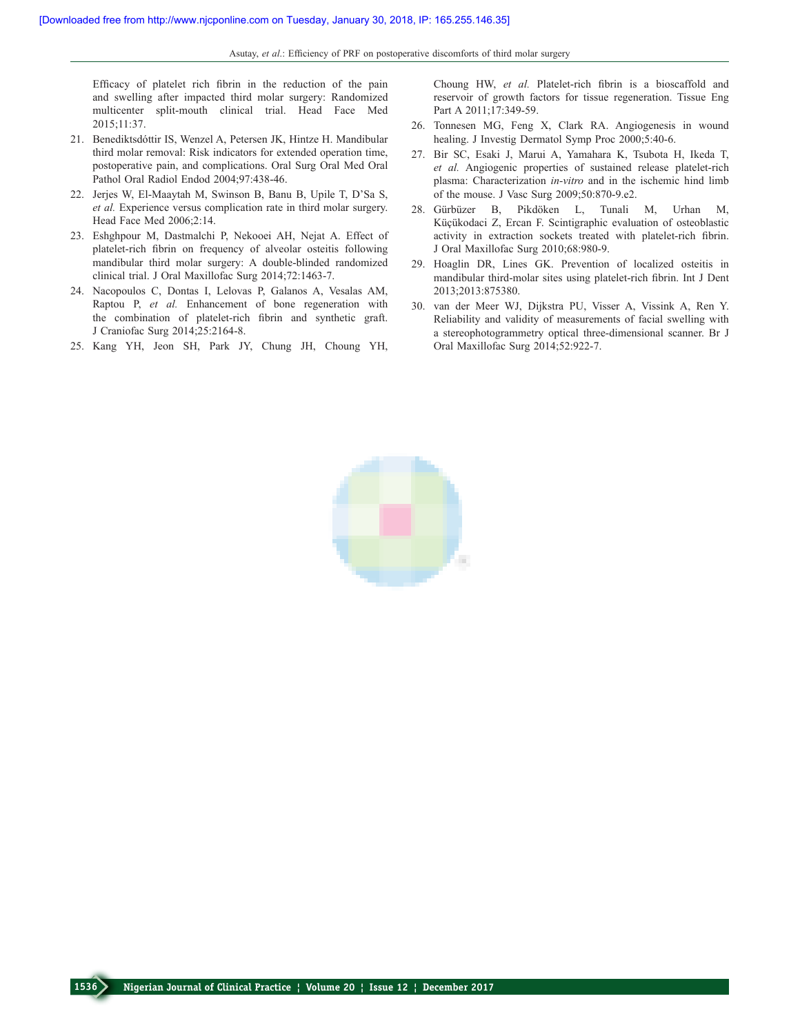Efficacy of platelet rich fibrin in the reduction of the pain and swelling after impacted third molar surgery: Randomized multicenter split-mouth clinical trial. Head Face Med 2015;11:37.

21. Benediktsdóttir IS, Wenzel A, Petersen JK, Hintze H. Mandibular third molar removal: Risk indicators for extended operation time, postoperative pain, and complications. Oral Surg Oral Med Oral Pathol Oral Radiol Endod 2004;97:438-46.
22. Jerjes W, El-Maaytah M, Swinson B, Banu B, Upile T, D'Sa S, *et al.* Experience versus complication rate in third molar surgery. Head Face Med 2006;2:14.
23. Eshghpour M, Dastmalchi P, Nekooei AH, Nejat A. Effect of platelet-rich fibrin on frequency of alveolar osteitis following mandibular third molar surgery: A double-blinded randomized clinical trial. J Oral Maxillofac Surg 2014;72:1463-7.
24. Nacopoulos C, Dontas I, Lelovas P, Galanos A, Vesalas AM, Raptou P, *et al.* Enhancement of bone regeneration with the combination of platelet-rich fibrin and synthetic graft. J Craniofac Surg 2014;25:2164-8.
25. Kang YH, Jeon SH, Park JY, Chung JH, Choung YH, Choung HW, *et al.* Platelet-rich fibrin is a bioscaffold and reservoir of growth factors for tissue regeneration. Tissue Eng Part A 2011;17:349-59.
26. Tonnesen MG, Feng X, Clark RA. Angiogenesis in wound healing. J Investig Dermatol Symp Proc 2000;5:40-6.
27. Bir SC, Esaki J, Marui A, Yamahara K, Tsubota H, Ikeda T, *et al.* Angiogenic properties of sustained release platelet-rich plasma: Characterization *in-vitro* and in the ischemic hind limb of the mouse. J Vasc Surg 2009;50:870-9.e2.
28. Gürbüzer B, Pikdöken L, Tunali M, Urhan M, Küçükodaci Z, Ercan F. Scintigraphic evaluation of osteoblastic activity in extraction sockets treated with platelet-rich fibrin. J Oral Maxillofac Surg 2010;68:980-9.
29. Hoaglin DR, Lines GK. Prevention of localized osteitis in mandibular third-molar sites using platelet-rich fibrin. Int J Dent 2013;2013:875380.
30. van der Meer WJ, Dijkstra PU, Visser A, Vissink A, Ren Y. Reliability and validity of measurements of facial swelling with a stereophotogrammetry optical three-dimensional scanner. Br J Oral Maxillofac Surg 2014;52:922-7.